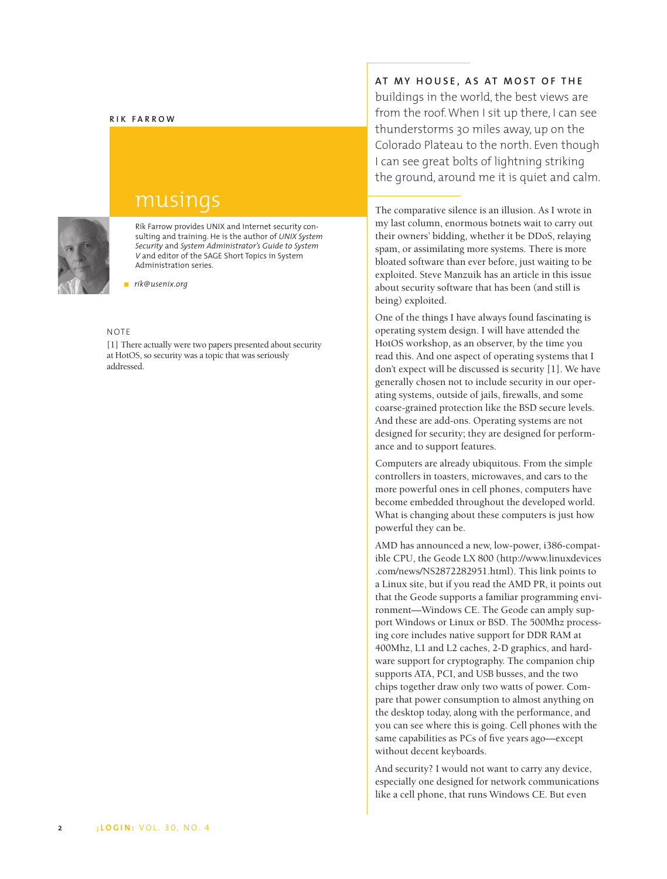RIK FARROW

# musings

Rik Farrow provides UNIX and Internet security consulting and training. He is the author of *UNIX System Security* and *System Administrator's Guide to System V* and editor of the SAGE Short Topics in System Administration series.

*rik@usenix.org*

AT MY HOUSE, AS AT MOST OF THE buildings in the world, the best views are from the roof. When I sit up there, I can see thunderstorms 30 miles away, up on the Colorado Plateau to the north. Even though I can see great bolts of lightning striking the ground, around me it is quiet and calm.

The comparative silence is an illusion. As I wrote in my last column, enormous botnets wait to carry out their owners' bidding, whether it be DDoS, relaying spam, or assimilating more systems. There is more bloated software than ever before, just waiting to be exploited. Steve Manzuik has an article in this issue about security software that has been (and still is being) exploited.

One of the things I have always found fascinating is operating system design. I will have attended the HotOS workshop, as an observer, by the time you read this. And one aspect of operating systems that I don't expect will be discussed is security [1]. We have generally chosen not to include security in our operating systems, outside of jails, firewalls, and some coarse-grained protection like the BSD secure levels. And these are add-ons. Operating systems are not designed for security; they are designed for performance and to support features.

Computers are already ubiquitous. From the simple controllers in toasters, microwaves, and cars to the more powerful ones in cell phones, computers have become embedded throughout the developed world. What is changing about these computers is just how powerful they can be.

AMD has announced a new, low-power, i386-compatible CPU, the Geode LX 800 (http://www.linuxdevices.com/news/NS2872282951.html). This link points to a Linux site, but if you read the AMD PR, it points out that the Geode supports a familiar programming environment—Windows CE. The Geode can amply support Windows or Linux or BSD. The 500Mhz processing core includes native support for DDR RAM at 400Mhz, L1 and L2 caches, 2-D graphics, and hardware support for cryptography. The companion chip supports ATA, PCI, and USB busses, and the two chips together draw only two watts of power. Compare that power consumption to almost anything on the desktop today, along with the performance, and you can see where this is going. Cell phones with the same capabilities as PCs of five years ago—except without decent keyboards.

And security? I would not want to carry any device, especially one designed for network communications like a cell phone, that runs Windows CE. But even

NOTE

[1] There actually were two papers presented about security at HotOS, so security was a topic that was seriously addressed.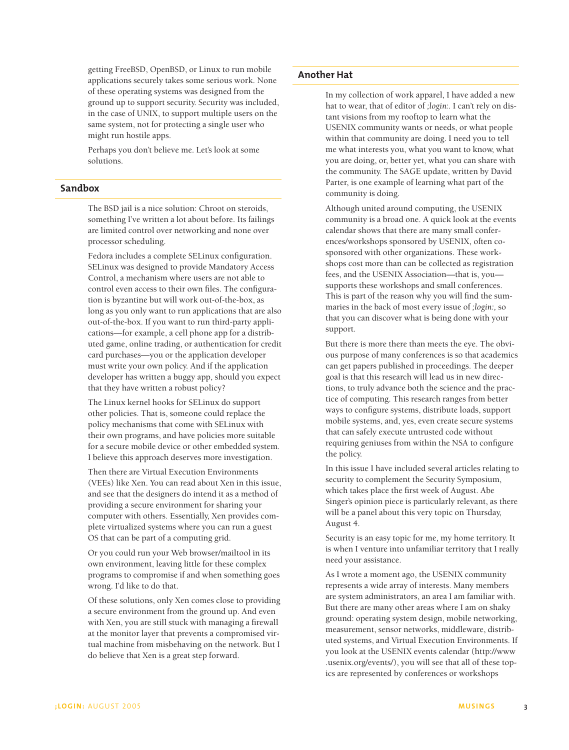getting FreeBSD, OpenBSD, or Linux to run mobile applications securely takes some serious work. None of these operating systems was designed from the ground up to support security. Security was included, in the case of UNIX, to support multiple users on the same system, not for protecting a single user who might run hostile apps.

Perhaps you don't believe me. Let's look at some solutions.

## Sandbox

The BSD jail is a nice solution: Chroot on steroids, something I've written a lot about before. Its failings are limited control over networking and none over processor scheduling.

Fedora includes a complete SELinux configuration. SELinux was designed to provide Mandatory Access Control, a mechanism where users are not able to control even access to their own files. The configuration is byzantine but will work out-of-the-box, as long as you only want to run applications that are also out-of-the-box. If you want to run third-party applications—for example, a cell phone app for a distributed game, online trading, or authentication for credit card purchases—you or the application developer must write your own policy. And if the application developer has written a buggy app, should you expect that they have written a robust policy?

The Linux kernel hooks for SELinux do support other policies. That is, someone could replace the policy mechanisms that come with SELinux with their own programs, and have policies more suitable for a secure mobile device or other embedded system. I believe this approach deserves more investigation.

Then there are Virtual Execution Environments (VEEs) like Xen. You can read about Xen in this issue, and see that the designers do intend it as a method of providing a secure environment for sharing your computer with others. Essentially, Xen provides complete virtualized systems where you can run a guest OS that can be part of a computing grid.

Or you could run your Web browser/mailtool in its own environment, leaving little for these complex programs to compromise if and when something goes wrong. I'd like to do that.

Of these solutions, only Xen comes close to providing a secure environment from the ground up. And even with Xen, you are still stuck with managing a firewall at the monitor layer that prevents a compromised virtual machine from misbehaving on the network. But I do believe that Xen is a great step forward.

## Another Hat

In my collection of work apparel, I have added a new hat to wear, that of editor of *;login:*. I can't rely on distant visions from my rooftop to learn what the USENIX community wants or needs, or what people within that community are doing. I need you to tell me what interests you, what you want to know, what you are doing, or, better yet, what you can share with the community. The SAGE update, written by David Parter, is one example of learning what part of the community is doing.

Although united around computing, the USENIX community is a broad one. A quick look at the events calendar shows that there are many small conferences/workshops sponsored by USENIX, often co-sponsored with other organizations. These workshops cost more than can be collected as registration fees, and the USENIX Association—that is, you—supports these workshops and small conferences. This is part of the reason why you will find the summaries in the back of most every issue of *;login:,* so that you can discover what is being done with your support.

But there is more there than meets the eye. The obvious purpose of many conferences is so that academics can get papers published in proceedings. The deeper goal is that this research will lead us in new directions, to truly advance both the science and the practice of computing. This research ranges from better ways to configure systems, distribute loads, support mobile systems, and, yes, even create secure systems that can safely execute untrusted code without requiring geniuses from within the NSA to configure the policy.

In this issue I have included several articles relating to security to complement the Security Symposium, which takes place the first week of August. Abe Singer's opinion piece is particularly relevant, as there will be a panel about this very topic on Thursday, August 4.

Security is an easy topic for me, my home territory. It is when I venture into unfamiliar territory that I really need your assistance.

As I wrote a moment ago, the USENIX community represents a wide array of interests. Many members are system administrators, an area I am familiar with. But there are many other areas where I am on shaky ground: operating system design, mobile networking, measurement, sensor networks, middleware, distributed systems, and Virtual Execution Environments. If you look at the USENIX events calendar (http://www.usenix.org/events/), you will see that all of these topics are represented by conferences or workshops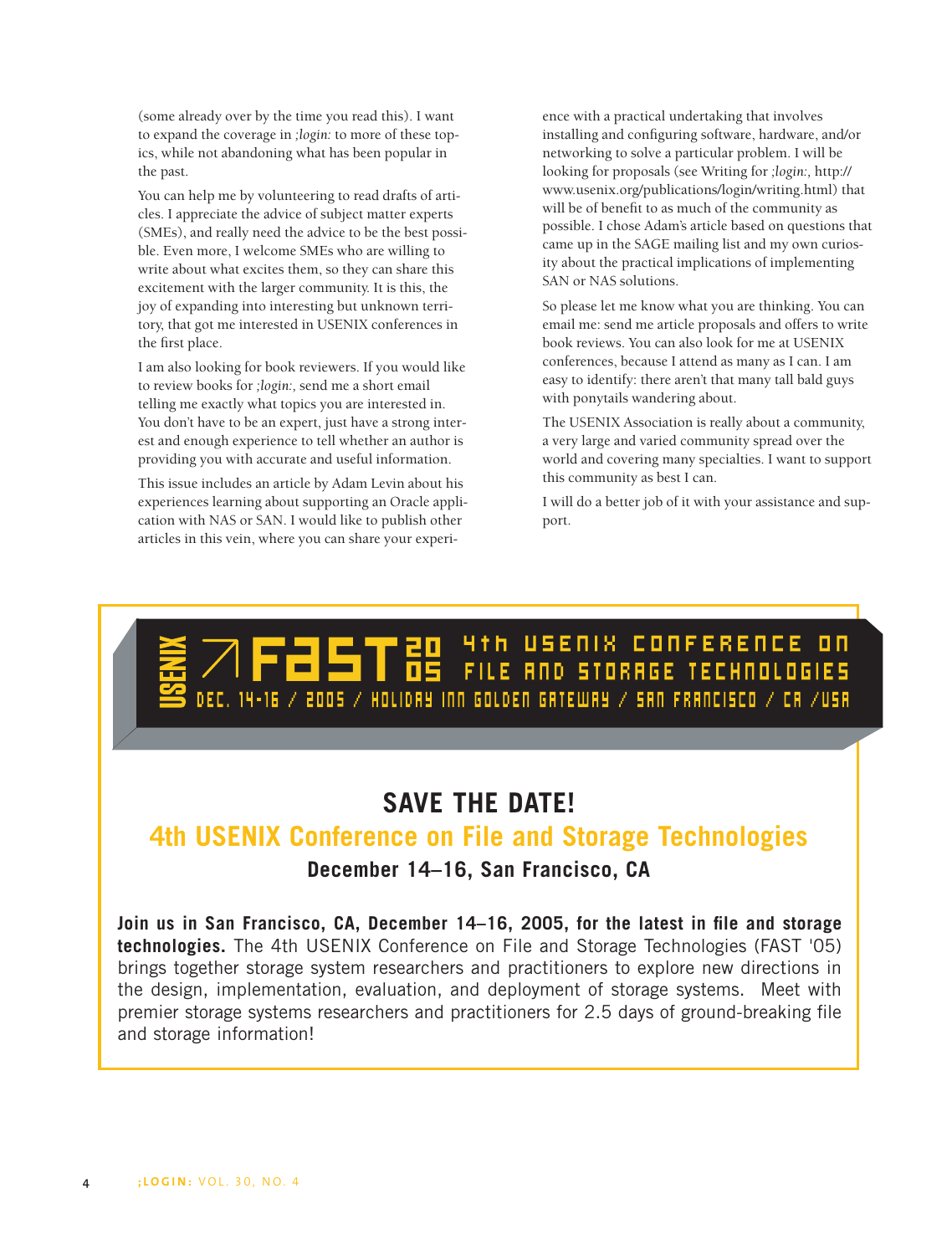(some already over by the time you read this). I want to expand the coverage in *;login:* to more of these topics, while not abandoning what has been popular in the past.

You can help me by volunteering to read drafts of articles. I appreciate the advice of subject matter experts (SMEs), and really need the advice to be the best possible. Even more, I welcome SMEs who are willing to write about what excites them, so they can share this excitement with the larger community. It is this, the joy of expanding into interesting but unknown territory, that got me interested in USENIX conferences in the first place.

I am also looking for book reviewers. If you would like to review books for *;login:*, send me a short email telling me exactly what topics you are interested in. You don't have to be an expert, just have a strong interest and enough experience to tell whether an author is providing you with accurate and useful information.

This issue includes an article by Adam Levin about his experiences learning about supporting an Oracle application with NAS or SAN. I would like to publish other articles in this vein, where you can share your experience with a practical undertaking that involves installing and configuring software, hardware, and/or networking to solve a particular problem. I will be looking for proposals (see Writing for *;login:*, http://www.usenix.org/publications/login/writing.html) that will be of benefit to as much of the community as possible. I chose Adam's article based on questions that came up in the SAGE mailing list and my own curiosity about the practical implications of implementing SAN or NAS solutions.

So please let me know what you are thinking. You can email me: send me article proposals and offers to write book reviews. You can also look for me at USENIX conferences, because I attend as many as I can. I am easy to identify: there aren't that many tall bald guys with ponytails wandering about.

The USENIX Association is really about a community, a very large and varied community spread over the world and covering many specialties. I want to support this community as best I can.

I will do a better job of it with your assistance and support.

USENIX FAST 2005 — 4th USENIX Conference on File and Storage Technologies
DEC. 14–16 / 2005 / HOLIDAY INN GOLDEN GATEWAY / SAN FRANCISCO / CA / USA

## SAVE THE DATE!

## 4th USENIX Conference on File and Storage Technologies

**December 14–16, San Francisco, CA**

**Join us in San Francisco, CA, December 14–16, 2005, for the latest in file and storage technologies.** The 4th USENIX Conference on File and Storage Technologies (FAST '05) brings together storage system researchers and practitioners to explore new directions in the design, implementation, evaluation, and deployment of storage systems. Meet with premier storage systems researchers and practitioners for 2.5 days of ground-breaking file and storage information!